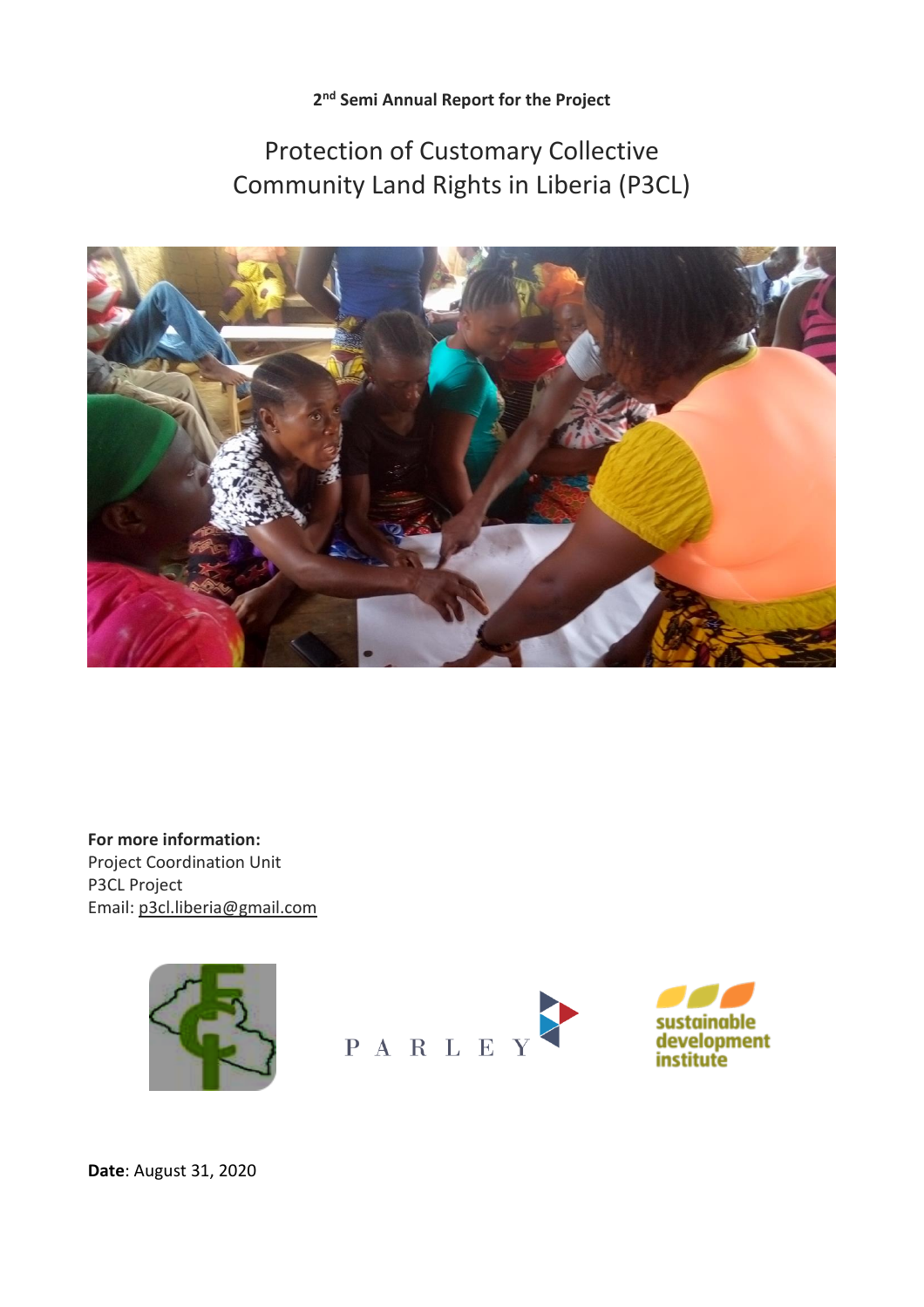**2nd Semi Annual Report for the Project**

# Protection of Customary Collective Community Land Rights in Liberia (P3CL)

**For more information:**
Project Coordination Unit
P3CL Project
Email: p3cl.liberia@gmail.com

PARLEY

sustainable development institute

**Date**: August 31, 2020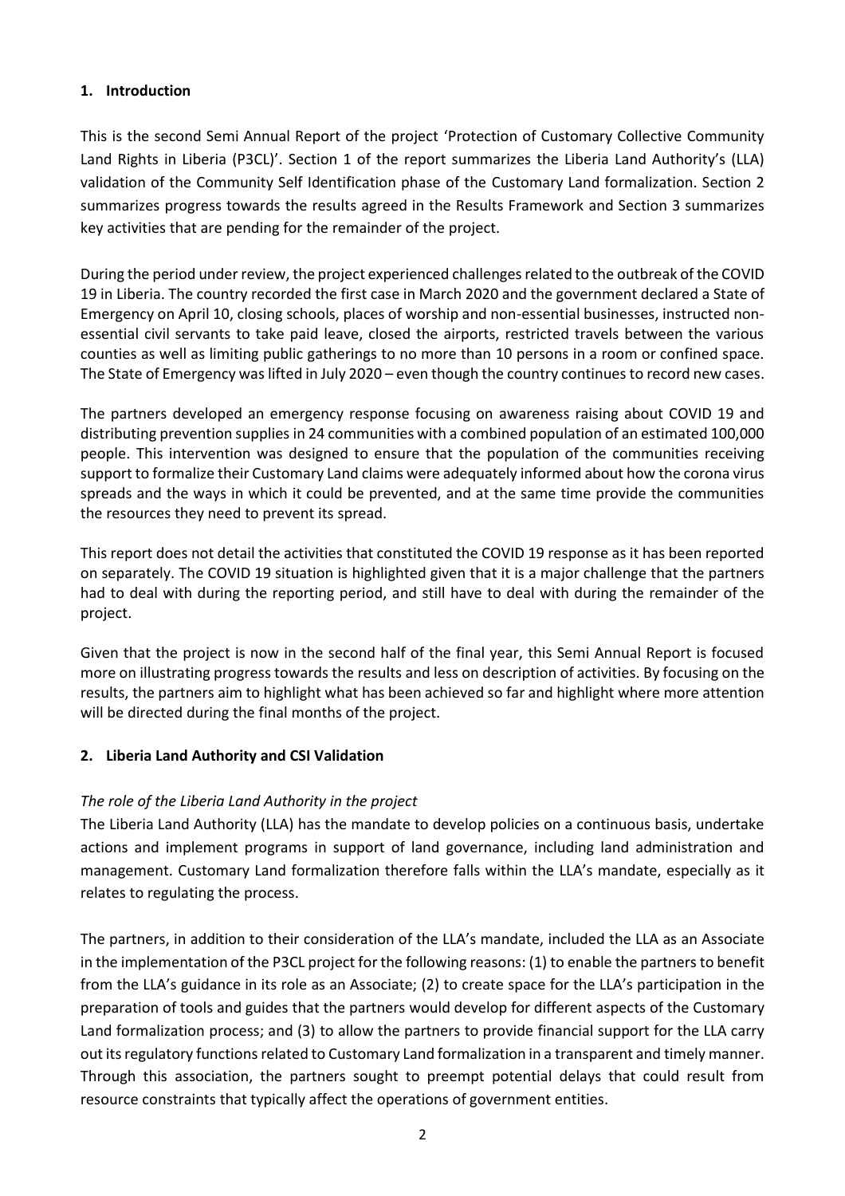## 1. Introduction

This is the second Semi Annual Report of the project 'Protection of Customary Collective Community Land Rights in Liberia (P3CL)'. Section 1 of the report summarizes the Liberia Land Authority's (LLA) validation of the Community Self Identification phase of the Customary Land formalization. Section 2 summarizes progress towards the results agreed in the Results Framework and Section 3 summarizes key activities that are pending for the remainder of the project.

During the period under review, the project experienced challenges related to the outbreak of the COVID 19 in Liberia. The country recorded the first case in March 2020 and the government declared a State of Emergency on April 10, closing schools, places of worship and non-essential businesses, instructed non-essential civil servants to take paid leave, closed the airports, restricted travels between the various counties as well as limiting public gatherings to no more than 10 persons in a room or confined space. The State of Emergency was lifted in July 2020 – even though the country continues to record new cases.

The partners developed an emergency response focusing on awareness raising about COVID 19 and distributing prevention supplies in 24 communities with a combined population of an estimated 100,000 people. This intervention was designed to ensure that the population of the communities receiving support to formalize their Customary Land claims were adequately informed about how the corona virus spreads and the ways in which it could be prevented, and at the same time provide the communities the resources they need to prevent its spread.

This report does not detail the activities that constituted the COVID 19 response as it has been reported on separately. The COVID 19 situation is highlighted given that it is a major challenge that the partners had to deal with during the reporting period, and still have to deal with during the remainder of the project.

Given that the project is now in the second half of the final year, this Semi Annual Report is focused more on illustrating progress towards the results and less on description of activities. By focusing on the results, the partners aim to highlight what has been achieved so far and highlight where more attention will be directed during the final months of the project.

## 2. Liberia Land Authority and CSI Validation

*The role of the Liberia Land Authority in the project*

The Liberia Land Authority (LLA) has the mandate to develop policies on a continuous basis, undertake actions and implement programs in support of land governance, including land administration and management. Customary Land formalization therefore falls within the LLA's mandate, especially as it relates to regulating the process.

The partners, in addition to their consideration of the LLA's mandate, included the LLA as an Associate in the implementation of the P3CL project for the following reasons: (1) to enable the partners to benefit from the LLA's guidance in its role as an Associate; (2) to create space for the LLA's participation in the preparation of tools and guides that the partners would develop for different aspects of the Customary Land formalization process; and (3) to allow the partners to provide financial support for the LLA carry out its regulatory functions related to Customary Land formalization in a transparent and timely manner. Through this association, the partners sought to preempt potential delays that could result from resource constraints that typically affect the operations of government entities.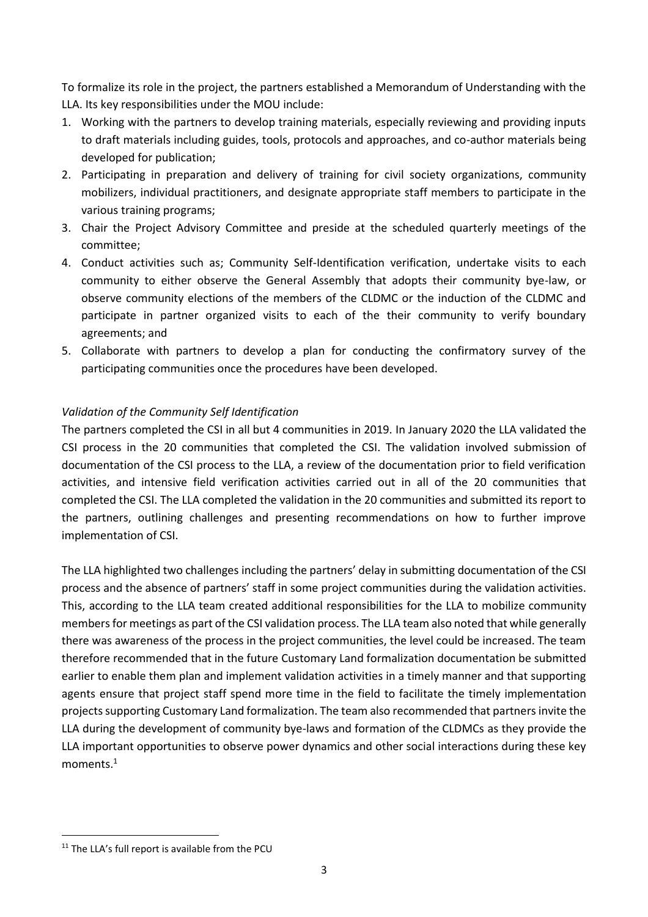To formalize its role in the project, the partners established a Memorandum of Understanding with the LLA. Its key responsibilities under the MOU include:

1. Working with the partners to develop training materials, especially reviewing and providing inputs to draft materials including guides, tools, protocols and approaches, and co-author materials being developed for publication;
2. Participating in preparation and delivery of training for civil society organizations, community mobilizers, individual practitioners, and designate appropriate staff members to participate in the various training programs;
3. Chair the Project Advisory Committee and preside at the scheduled quarterly meetings of the committee;
4. Conduct activities such as; Community Self-Identification verification, undertake visits to each community to either observe the General Assembly that adopts their community bye-law, or observe community elections of the members of the CLDMC or the induction of the CLDMC and participate in partner organized visits to each of the their community to verify boundary agreements; and
5. Collaborate with partners to develop a plan for conducting the confirmatory survey of the participating communities once the procedures have been developed.

*Validation of the Community Self Identification*

The partners completed the CSI in all but 4 communities in 2019. In January 2020 the LLA validated the CSI process in the 20 communities that completed the CSI. The validation involved submission of documentation of the CSI process to the LLA, a review of the documentation prior to field verification activities, and intensive field verification activities carried out in all of the 20 communities that completed the CSI. The LLA completed the validation in the 20 communities and submitted its report to the partners, outlining challenges and presenting recommendations on how to further improve implementation of CSI.

The LLA highlighted two challenges including the partners' delay in submitting documentation of the CSI process and the absence of partners' staff in some project communities during the validation activities. This, according to the LLA team created additional responsibilities for the LLA to mobilize community members for meetings as part of the CSI validation process. The LLA team also noted that while generally there was awareness of the process in the project communities, the level could be increased. The team therefore recommended that in the future Customary Land formalization documentation be submitted earlier to enable them plan and implement validation activities in a timely manner and that supporting agents ensure that project staff spend more time in the field to facilitate the timely implementation projects supporting Customary Land formalization. The team also recommended that partners invite the LLA during the development of community bye-laws and formation of the CLDMCs as they provide the LLA important opportunities to observe power dynamics and other social interactions during these key moments.[1]

---

[11] The LLA's full report is available from the PCU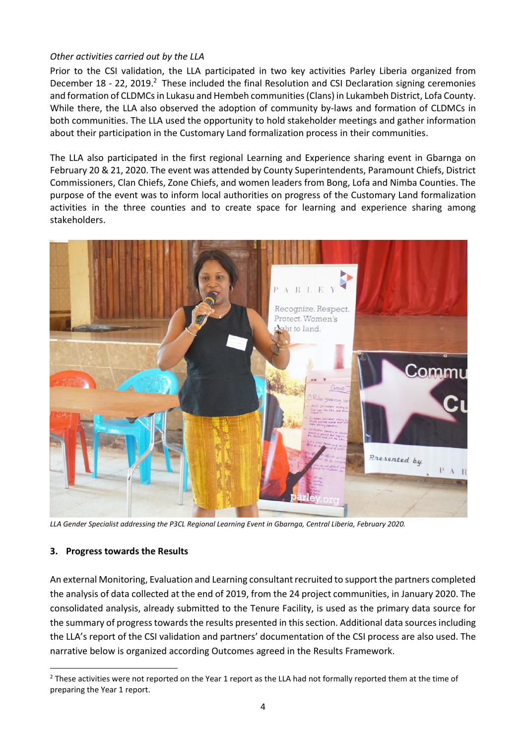*Other activities carried out by the LLA*

Prior to the CSI validation, the LLA participated in two key activities Parley Liberia organized from December 18 - 22, 2019.[2] These included the final Resolution and CSI Declaration signing ceremonies and formation of CLDMCs in Lukasu and Hembeh communities (Clans) in Lukambeh District, Lofa County. While there, the LLA also observed the adoption of community by-laws and formation of CLDMCs in both communities. The LLA used the opportunity to hold stakeholder meetings and gather information about their participation in the Customary Land formalization process in their communities.

The LLA also participated in the first regional Learning and Experience sharing event in Gbarnga on February 20 & 21, 2020. The event was attended by County Superintendents, Paramount Chiefs, District Commissioners, Clan Chiefs, Zone Chiefs, and women leaders from Bong, Lofa and Nimba Counties. The purpose of the event was to inform local authorities on progress of the Customary Land formalization activities in the three counties and to create space for learning and experience sharing among stakeholders.

*LLA Gender Specialist addressing the P3CL Regional Learning Event in Gbarnga, Central Liberia, February 2020.*

## 3. Progress towards the Results

An external Monitoring, Evaluation and Learning consultant recruited to support the partners completed the analysis of data collected at the end of 2019, from the 24 project communities, in January 2020. The consolidated analysis, already submitted to the Tenure Facility, is used as the primary data source for the summary of progress towards the results presented in this section. Additional data sources including the LLA's report of the CSI validation and partners' documentation of the CSI process are also used. The narrative below is organized according Outcomes agreed in the Results Framework.

[2] These activities were not reported on the Year 1 report as the LLA had not formally reported them at the time of preparing the Year 1 report.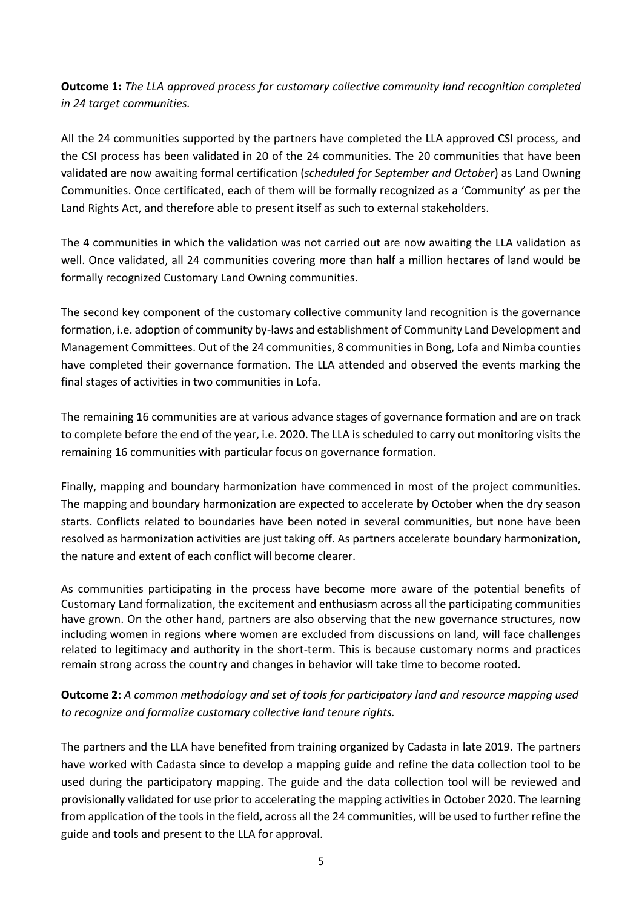**Outcome 1:** *The LLA approved process for customary collective community land recognition completed in 24 target communities.*

All the 24 communities supported by the partners have completed the LLA approved CSI process, and the CSI process has been validated in 20 of the 24 communities. The 20 communities that have been validated are now awaiting formal certification (*scheduled for September and October*) as Land Owning Communities. Once certificated, each of them will be formally recognized as a 'Community' as per the Land Rights Act, and therefore able to present itself as such to external stakeholders.

The 4 communities in which the validation was not carried out are now awaiting the LLA validation as well. Once validated, all 24 communities covering more than half a million hectares of land would be formally recognized Customary Land Owning communities.

The second key component of the customary collective community land recognition is the governance formation, i.e. adoption of community by-laws and establishment of Community Land Development and Management Committees. Out of the 24 communities, 8 communities in Bong, Lofa and Nimba counties have completed their governance formation. The LLA attended and observed the events marking the final stages of activities in two communities in Lofa.

The remaining 16 communities are at various advance stages of governance formation and are on track to complete before the end of the year, i.e. 2020. The LLA is scheduled to carry out monitoring visits the remaining 16 communities with particular focus on governance formation.

Finally, mapping and boundary harmonization have commenced in most of the project communities. The mapping and boundary harmonization are expected to accelerate by October when the dry season starts. Conflicts related to boundaries have been noted in several communities, but none have been resolved as harmonization activities are just taking off. As partners accelerate boundary harmonization, the nature and extent of each conflict will become clearer.

As communities participating in the process have become more aware of the potential benefits of Customary Land formalization, the excitement and enthusiasm across all the participating communities have grown. On the other hand, partners are also observing that the new governance structures, now including women in regions where women are excluded from discussions on land, will face challenges related to legitimacy and authority in the short-term. This is because customary norms and practices remain strong across the country and changes in behavior will take time to become rooted.

**Outcome 2:** *A common methodology and set of tools for participatory land and resource mapping used to recognize and formalize customary collective land tenure rights.*

The partners and the LLA have benefited from training organized by Cadasta in late 2019. The partners have worked with Cadasta since to develop a mapping guide and refine the data collection tool to be used during the participatory mapping. The guide and the data collection tool will be reviewed and provisionally validated for use prior to accelerating the mapping activities in October 2020. The learning from application of the tools in the field, across all the 24 communities, will be used to further refine the guide and tools and present to the LLA for approval.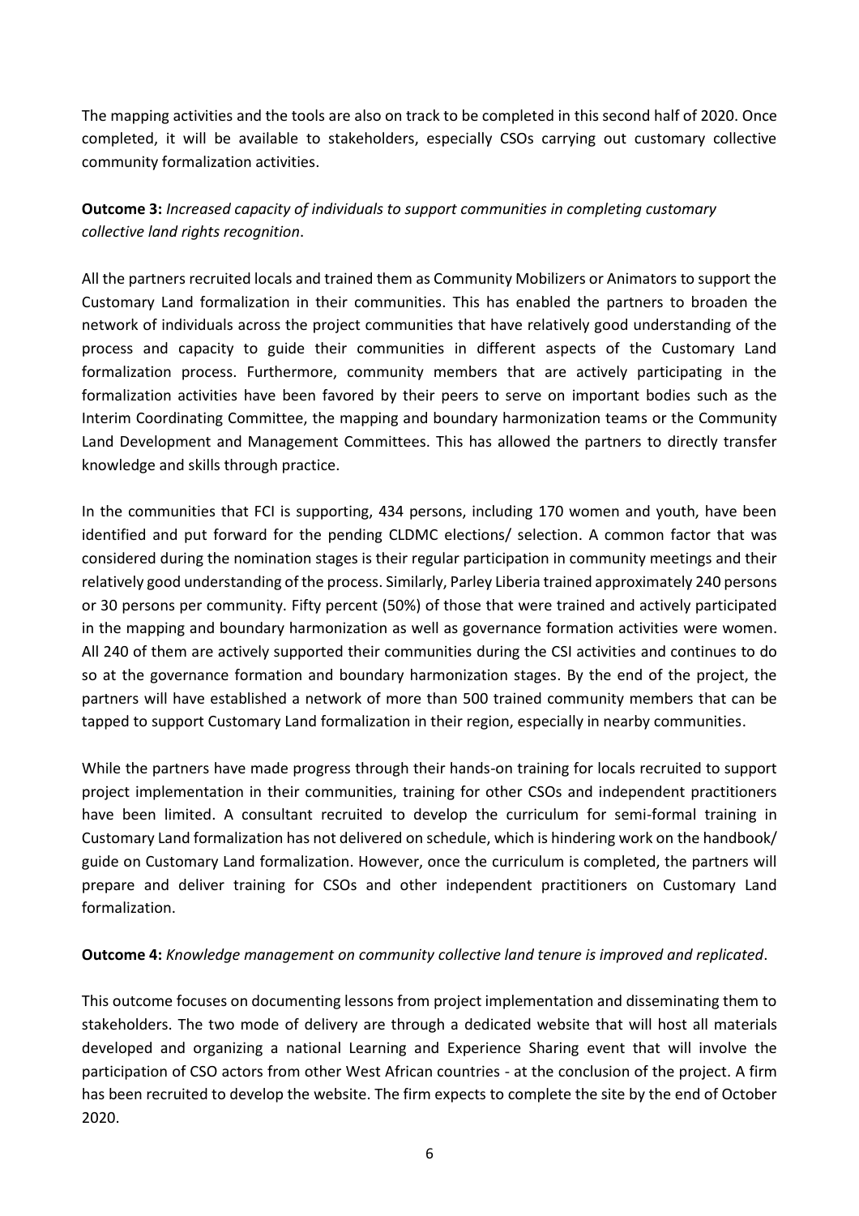The mapping activities and the tools are also on track to be completed in this second half of 2020. Once completed, it will be available to stakeholders, especially CSOs carrying out customary collective community formalization activities.

**Outcome 3:** *Increased capacity of individuals to support communities in completing customary collective land rights recognition*.

All the partners recruited locals and trained them as Community Mobilizers or Animators to support the Customary Land formalization in their communities. This has enabled the partners to broaden the network of individuals across the project communities that have relatively good understanding of the process and capacity to guide their communities in different aspects of the Customary Land formalization process. Furthermore, community members that are actively participating in the formalization activities have been favored by their peers to serve on important bodies such as the Interim Coordinating Committee, the mapping and boundary harmonization teams or the Community Land Development and Management Committees. This has allowed the partners to directly transfer knowledge and skills through practice.

In the communities that FCI is supporting, 434 persons, including 170 women and youth, have been identified and put forward for the pending CLDMC elections/ selection. A common factor that was considered during the nomination stages is their regular participation in community meetings and their relatively good understanding of the process. Similarly, Parley Liberia trained approximately 240 persons or 30 persons per community. Fifty percent (50%) of those that were trained and actively participated in the mapping and boundary harmonization as well as governance formation activities were women. All 240 of them are actively supported their communities during the CSI activities and continues to do so at the governance formation and boundary harmonization stages. By the end of the project, the partners will have established a network of more than 500 trained community members that can be tapped to support Customary Land formalization in their region, especially in nearby communities.

While the partners have made progress through their hands-on training for locals recruited to support project implementation in their communities, training for other CSOs and independent practitioners have been limited. A consultant recruited to develop the curriculum for semi-formal training in Customary Land formalization has not delivered on schedule, which is hindering work on the handbook/ guide on Customary Land formalization. However, once the curriculum is completed, the partners will prepare and deliver training for CSOs and other independent practitioners on Customary Land formalization.

**Outcome 4:** *Knowledge management on community collective land tenure is improved and replicated*.

This outcome focuses on documenting lessons from project implementation and disseminating them to stakeholders. The two mode of delivery are through a dedicated website that will host all materials developed and organizing a national Learning and Experience Sharing event that will involve the participation of CSO actors from other West African countries - at the conclusion of the project. A firm has been recruited to develop the website. The firm expects to complete the site by the end of October 2020.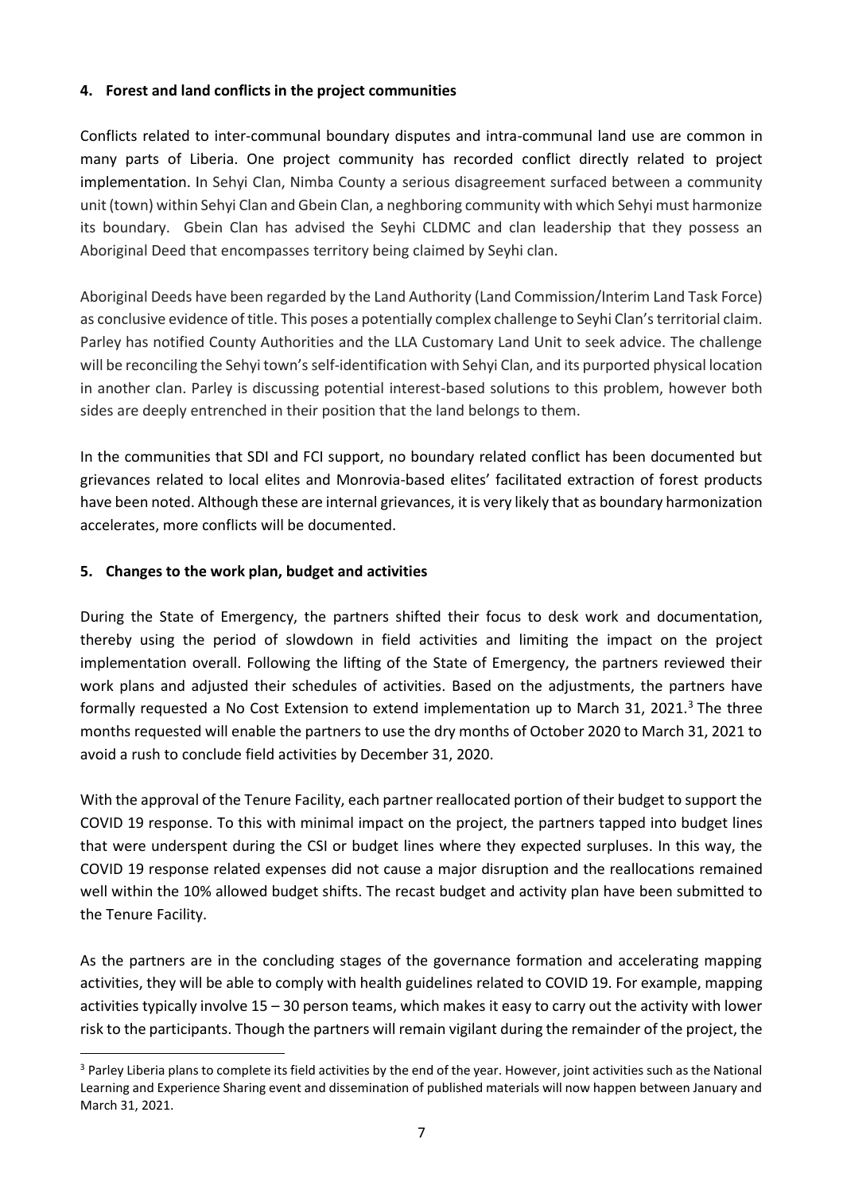## 4. Forest and land conflicts in the project communities

Conflicts related to inter-communal boundary disputes and intra-communal land use are common in many parts of Liberia. One project community has recorded conflict directly related to project implementation. In Sehyi Clan, Nimba County a serious disagreement surfaced between a community unit (town) within Sehyi Clan and Gbein Clan, a neghboring community with which Sehyi must harmonize its boundary. Gbein Clan has advised the Seyhi CLDMC and clan leadership that they possess an Aboriginal Deed that encompasses territory being claimed by Seyhi clan.

Aboriginal Deeds have been regarded by the Land Authority (Land Commission/Interim Land Task Force) as conclusive evidence of title. This poses a potentially complex challenge to Seyhi Clan's territorial claim. Parley has notified County Authorities and the LLA Customary Land Unit to seek advice. The challenge will be reconciling the Sehyi town's self-identification with Sehyi Clan, and its purported physical location in another clan. Parley is discussing potential interest-based solutions to this problem, however both sides are deeply entrenched in their position that the land belongs to them.

In the communities that SDI and FCI support, no boundary related conflict has been documented but grievances related to local elites and Monrovia-based elites' facilitated extraction of forest products have been noted. Although these are internal grievances, it is very likely that as boundary harmonization accelerates, more conflicts will be documented.

## 5. Changes to the work plan, budget and activities

During the State of Emergency, the partners shifted their focus to desk work and documentation, thereby using the period of slowdown in field activities and limiting the impact on the project implementation overall. Following the lifting of the State of Emergency, the partners reviewed their work plans and adjusted their schedules of activities. Based on the adjustments, the partners have formally requested a No Cost Extension to extend implementation up to March 31, 2021.[3] The three months requested will enable the partners to use the dry months of October 2020 to March 31, 2021 to avoid a rush to conclude field activities by December 31, 2020.

With the approval of the Tenure Facility, each partner reallocated portion of their budget to support the COVID 19 response. To this with minimal impact on the project, the partners tapped into budget lines that were underspent during the CSI or budget lines where they expected surpluses. In this way, the COVID 19 response related expenses did not cause a major disruption and the reallocations remained well within the 10% allowed budget shifts. The recast budget and activity plan have been submitted to the Tenure Facility.

As the partners are in the concluding stages of the governance formation and accelerating mapping activities, they will be able to comply with health guidelines related to COVID 19. For example, mapping activities typically involve 15 – 30 person teams, which makes it easy to carry out the activity with lower risk to the participants. Though the partners will remain vigilant during the remainder of the project, the

[3] Parley Liberia plans to complete its field activities by the end of the year. However, joint activities such as the National Learning and Experience Sharing event and dissemination of published materials will now happen between January and March 31, 2021.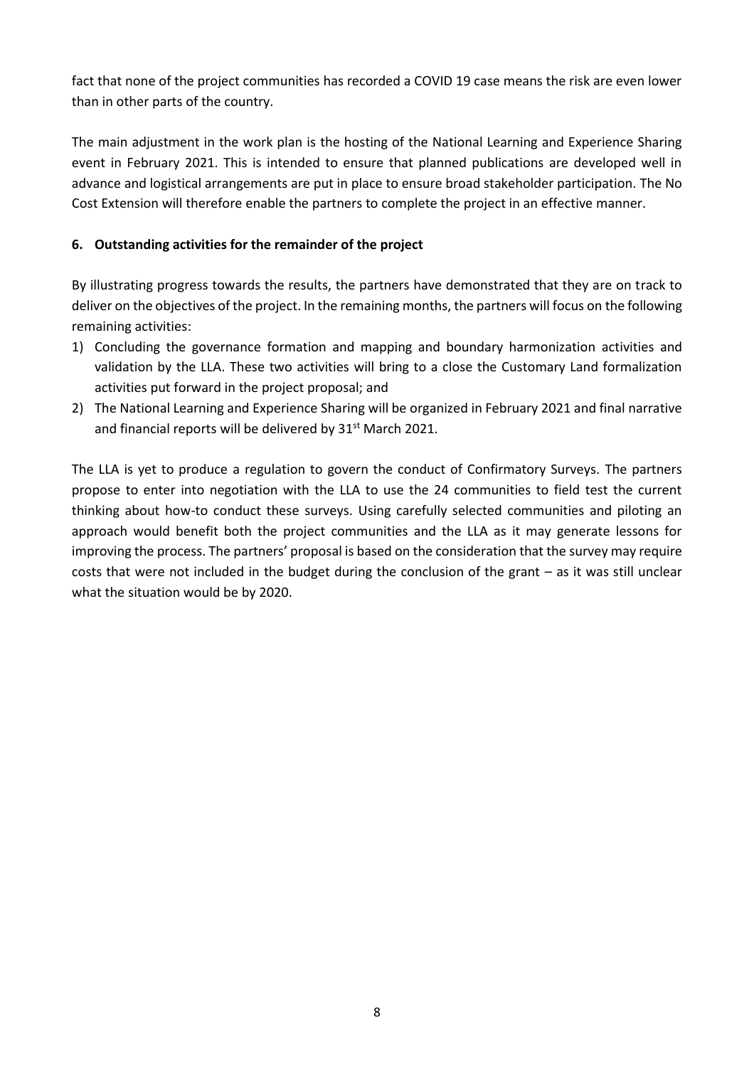fact that none of the project communities has recorded a COVID 19 case means the risk are even lower than in other parts of the country.

The main adjustment in the work plan is the hosting of the National Learning and Experience Sharing event in February 2021. This is intended to ensure that planned publications are developed well in advance and logistical arrangements are put in place to ensure broad stakeholder participation. The No Cost Extension will therefore enable the partners to complete the project in an effective manner.

## 6. Outstanding activities for the remainder of the project

By illustrating progress towards the results, the partners have demonstrated that they are on track to deliver on the objectives of the project. In the remaining months, the partners will focus on the following remaining activities:

1) Concluding the governance formation and mapping and boundary harmonization activities and validation by the LLA. These two activities will bring to a close the Customary Land formalization activities put forward in the project proposal; and
2) The National Learning and Experience Sharing will be organized in February 2021 and final narrative and financial reports will be delivered by 31st March 2021.

The LLA is yet to produce a regulation to govern the conduct of Confirmatory Surveys. The partners propose to enter into negotiation with the LLA to use the 24 communities to field test the current thinking about how-to conduct these surveys. Using carefully selected communities and piloting an approach would benefit both the project communities and the LLA as it may generate lessons for improving the process. The partners' proposal is based on the consideration that the survey may require costs that were not included in the budget during the conclusion of the grant – as it was still unclear what the situation would be by 2020.